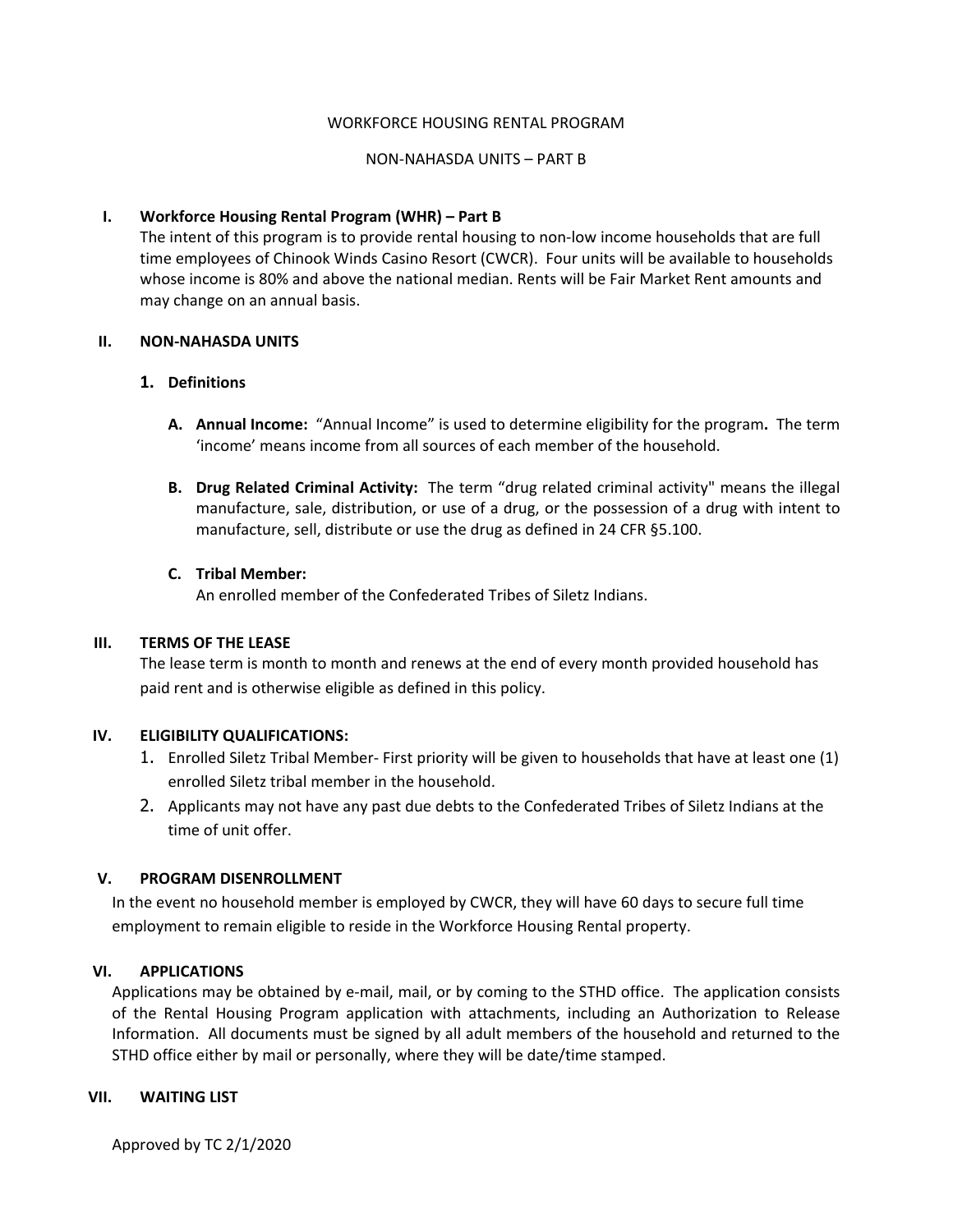WORKFORCE HOUSING RENTAL PROGRAM

NON-NAHASDA UNITS – PART B

## I. Workforce Housing Rental Program (WHR) – Part B

The intent of this program is to provide rental housing to non-low income households that are full time employees of Chinook Winds Casino Resort (CWCR). Four units will be available to households whose income is 80% and above the national median. Rents will be Fair Market Rent amounts and may change on an annual basis.

## II. NON-NAHASDA UNITS

### 1. Definitions

**A. Annual Income:** "Annual Income" is used to determine eligibility for the program**.** The term 'income' means income from all sources of each member of the household.

**B. Drug Related Criminal Activity:** The term "drug related criminal activity" means the illegal manufacture, sale, distribution, or use of a drug, or the possession of a drug with intent to manufacture, sell, distribute or use the drug as defined in 24 CFR §5.100.

**C. Tribal Member:**
An enrolled member of the Confederated Tribes of Siletz Indians.

## III. TERMS OF THE LEASE

The lease term is month to month and renews at the end of every month provided household has paid rent and is otherwise eligible as defined in this policy.

## IV. ELIGIBILITY QUALIFICATIONS:

1. Enrolled Siletz Tribal Member- First priority will be given to households that have at least one (1) enrolled Siletz tribal member in the household.
2. Applicants may not have any past due debts to the Confederated Tribes of Siletz Indians at the time of unit offer.

## V. PROGRAM DISENROLLMENT

In the event no household member is employed by CWCR, they will have 60 days to secure full time employment to remain eligible to reside in the Workforce Housing Rental property.

## VI. APPLICATIONS

Applications may be obtained by e-mail, mail, or by coming to the STHD office. The application consists of the Rental Housing Program application with attachments, including an Authorization to Release Information. All documents must be signed by all adult members of the household and returned to the STHD office either by mail or personally, where they will be date/time stamped.

## VII. WAITING LIST

Approved by TC 2/1/2020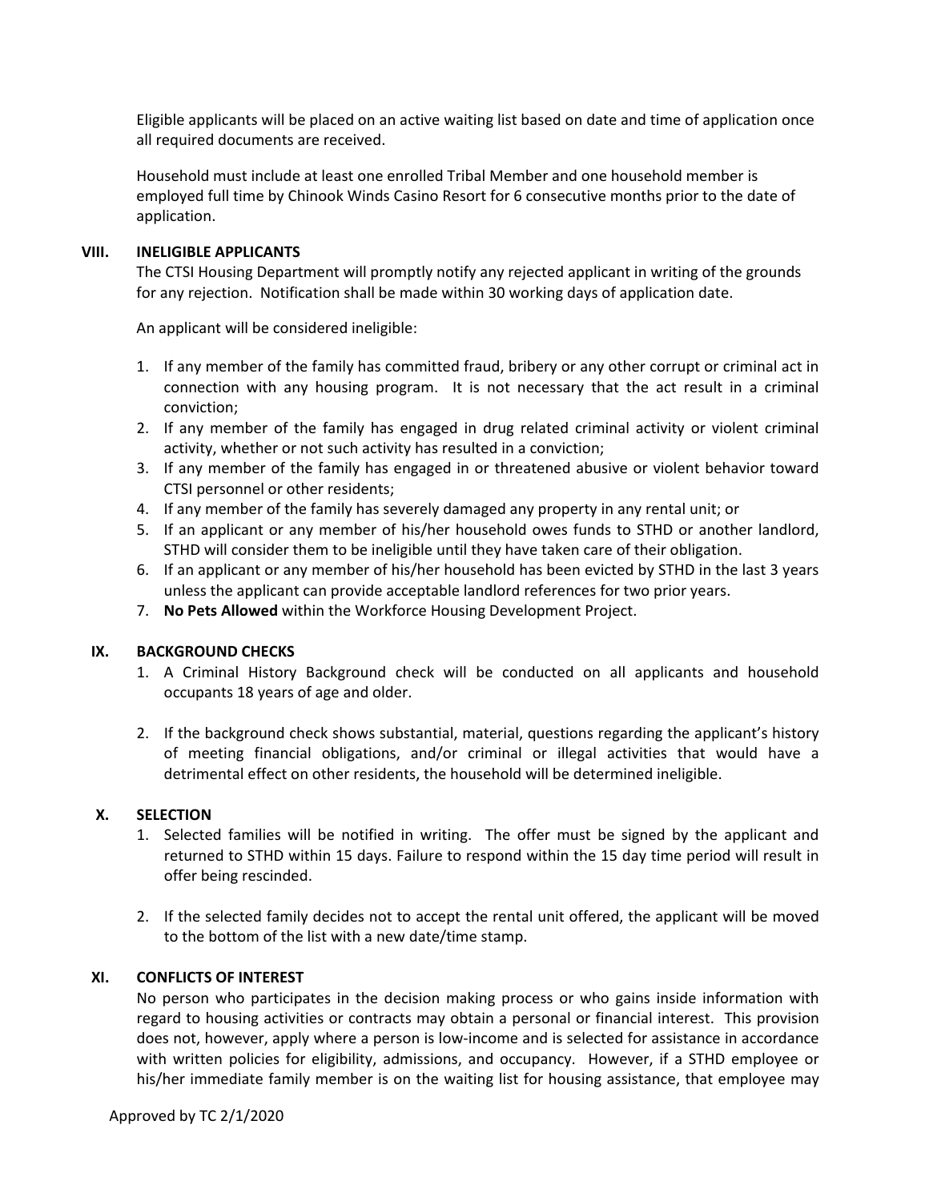Eligible applicants will be placed on an active waiting list based on date and time of application once all required documents are received.

Household must include at least one enrolled Tribal Member and one household member is employed full time by Chinook Winds Casino Resort for 6 consecutive months prior to the date of application.

## VIII. INELIGIBLE APPLICANTS

The CTSI Housing Department will promptly notify any rejected applicant in writing of the grounds for any rejection. Notification shall be made within 30 working days of application date.

An applicant will be considered ineligible:

1. If any member of the family has committed fraud, bribery or any other corrupt or criminal act in connection with any housing program. It is not necessary that the act result in a criminal conviction;
2. If any member of the family has engaged in drug related criminal activity or violent criminal activity, whether or not such activity has resulted in a conviction;
3. If any member of the family has engaged in or threatened abusive or violent behavior toward CTSI personnel or other residents;
4. If any member of the family has severely damaged any property in any rental unit; or
5. If an applicant or any member of his/her household owes funds to STHD or another landlord, STHD will consider them to be ineligible until they have taken care of their obligation.
6. If an applicant or any member of his/her household has been evicted by STHD in the last 3 years unless the applicant can provide acceptable landlord references for two prior years.
7. **No Pets Allowed** within the Workforce Housing Development Project.

## IX. BACKGROUND CHECKS

1. A Criminal History Background check will be conducted on all applicants and household occupants 18 years of age and older.
2. If the background check shows substantial, material, questions regarding the applicant's history of meeting financial obligations, and/or criminal or illegal activities that would have a detrimental effect on other residents, the household will be determined ineligible.

## X. SELECTION

1. Selected families will be notified in writing. The offer must be signed by the applicant and returned to STHD within 15 days. Failure to respond within the 15 day time period will result in offer being rescinded.
2. If the selected family decides not to accept the rental unit offered, the applicant will be moved to the bottom of the list with a new date/time stamp.

## XI. CONFLICTS OF INTEREST

No person who participates in the decision making process or who gains inside information with regard to housing activities or contracts may obtain a personal or financial interest. This provision does not, however, apply where a person is low-income and is selected for assistance in accordance with written policies for eligibility, admissions, and occupancy. However, if a STHD employee or his/her immediate family member is on the waiting list for housing assistance, that employee may

Approved by TC 2/1/2020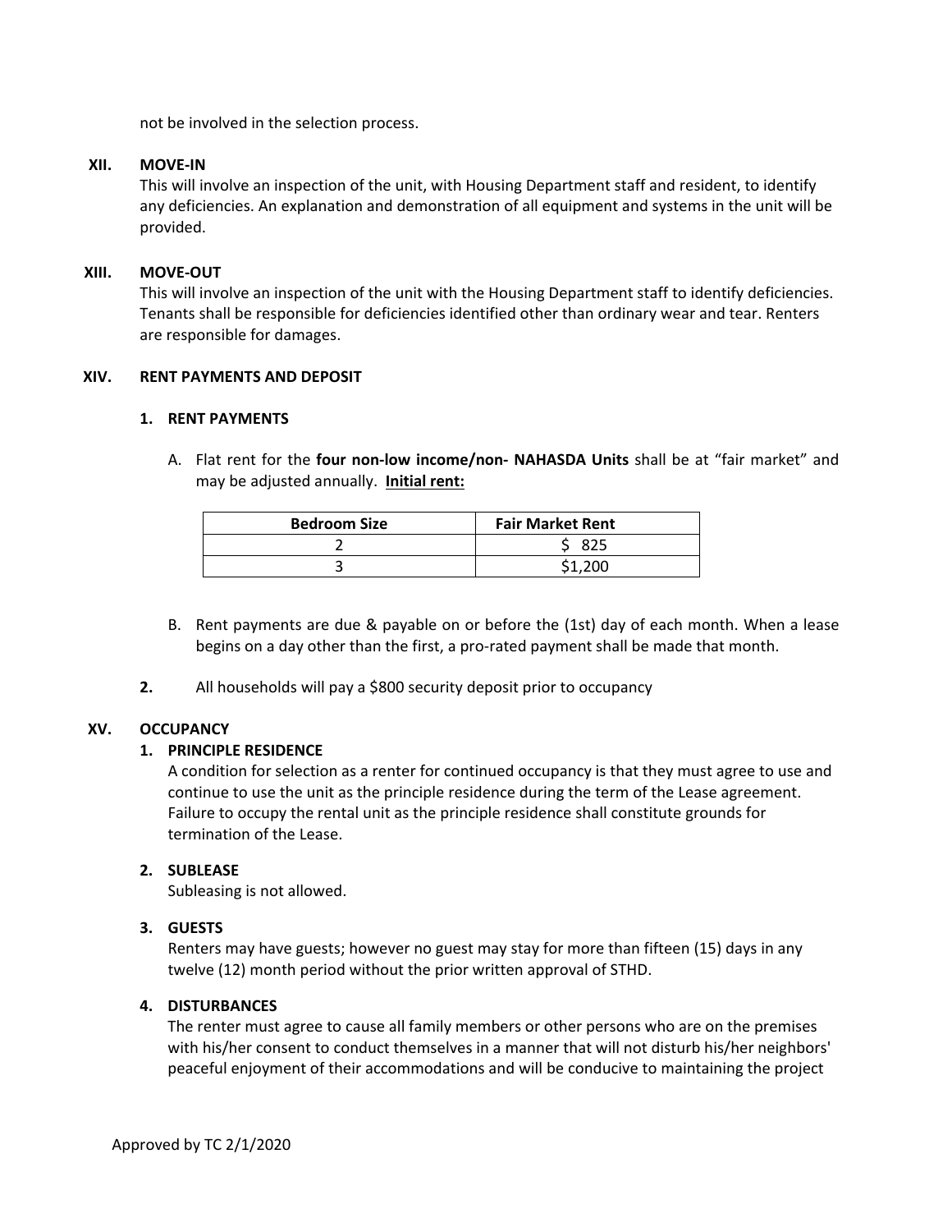not be involved in the selection process.

## XII. MOVE-IN

This will involve an inspection of the unit, with Housing Department staff and resident, to identify any deficiencies. An explanation and demonstration of all equipment and systems in the unit will be provided.

## XIII. MOVE-OUT

This will involve an inspection of the unit with the Housing Department staff to identify deficiencies. Tenants shall be responsible for deficiencies identified other than ordinary wear and tear. Renters are responsible for damages.

## XIV. RENT PAYMENTS AND DEPOSIT

### 1. RENT PAYMENTS

A. Flat rent for the **four non-low income/non- NAHASDA Units** shall be at "fair market" and may be adjusted annually. **Initial rent:**

| Bedroom Size | Fair Market Rent |
|---|---|
| 2 | $ 825 |
| 3 | $1,200 |

B. Rent payments are due & payable on or before the (1st) day of each month. When a lease begins on a day other than the first, a pro-rated payment shall be made that month.

**2.** All households will pay a $800 security deposit prior to occupancy

## XV. OCCUPANCY

### 1. PRINCIPLE RESIDENCE

A condition for selection as a renter for continued occupancy is that they must agree to use and continue to use the unit as the principle residence during the term of the Lease agreement. Failure to occupy the rental unit as the principle residence shall constitute grounds for termination of the Lease.

### 2. SUBLEASE

Subleasing is not allowed.

### 3. GUESTS

Renters may have guests; however no guest may stay for more than fifteen (15) days in any twelve (12) month period without the prior written approval of STHD.

### 4. DISTURBANCES

The renter must agree to cause all family members or other persons who are on the premises with his/her consent to conduct themselves in a manner that will not disturb his/her neighbors' peaceful enjoyment of their accommodations and will be conducive to maintaining the project

Approved by TC 2/1/2020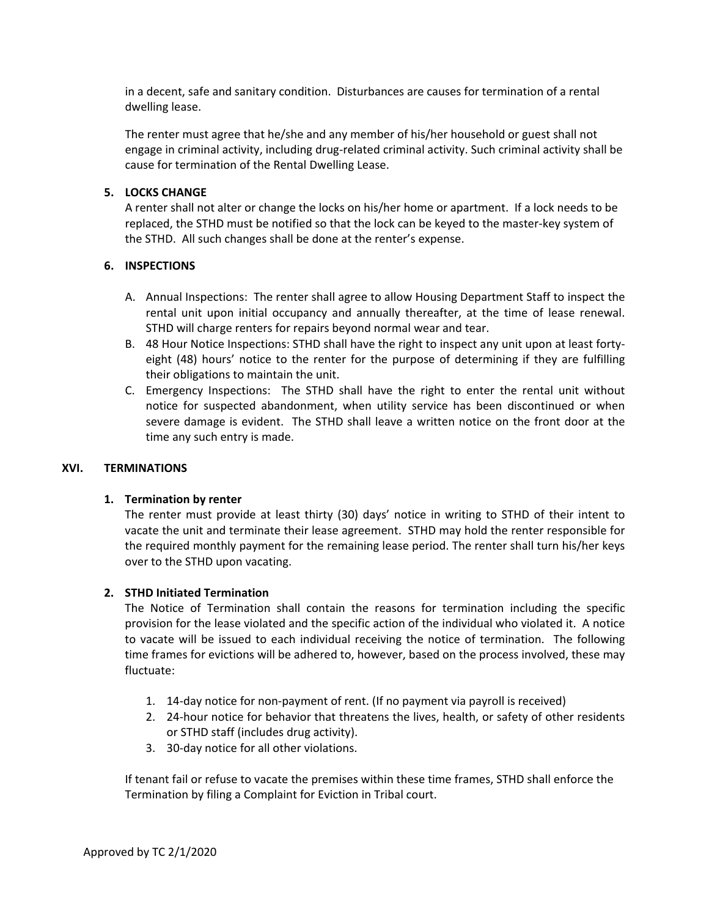in a decent, safe and sanitary condition. Disturbances are causes for termination of a rental dwelling lease.

The renter must agree that he/she and any member of his/her household or guest shall not engage in criminal activity, including drug-related criminal activity. Such criminal activity shall be cause for termination of the Rental Dwelling Lease.

### 5. LOCKS CHANGE

A renter shall not alter or change the locks on his/her home or apartment. If a lock needs to be replaced, the STHD must be notified so that the lock can be keyed to the master-key system of the STHD. All such changes shall be done at the renter's expense.

### 6. INSPECTIONS

A. Annual Inspections: The renter shall agree to allow Housing Department Staff to inspect the rental unit upon initial occupancy and annually thereafter, at the time of lease renewal. STHD will charge renters for repairs beyond normal wear and tear.

B. 48 Hour Notice Inspections: STHD shall have the right to inspect any unit upon at least forty-eight (48) hours' notice to the renter for the purpose of determining if they are fulfilling their obligations to maintain the unit.

C. Emergency Inspections: The STHD shall have the right to enter the rental unit without notice for suspected abandonment, when utility service has been discontinued or when severe damage is evident. The STHD shall leave a written notice on the front door at the time any such entry is made.

## XVI. TERMINATIONS

### 1. Termination by renter

The renter must provide at least thirty (30) days' notice in writing to STHD of their intent to vacate the unit and terminate their lease agreement. STHD may hold the renter responsible for the required monthly payment for the remaining lease period. The renter shall turn his/her keys over to the STHD upon vacating.

### 2. STHD Initiated Termination

The Notice of Termination shall contain the reasons for termination including the specific provision for the lease violated and the specific action of the individual who violated it. A notice to vacate will be issued to each individual receiving the notice of termination. The following time frames for evictions will be adhered to, however, based on the process involved, these may fluctuate:

1. 14-day notice for non-payment of rent. (If no payment via payroll is received)
2. 24-hour notice for behavior that threatens the lives, health, or safety of other residents or STHD staff (includes drug activity).
3. 30-day notice for all other violations.

If tenant fail or refuse to vacate the premises within these time frames, STHD shall enforce the Termination by filing a Complaint for Eviction in Tribal court.

Approved by TC 2/1/2020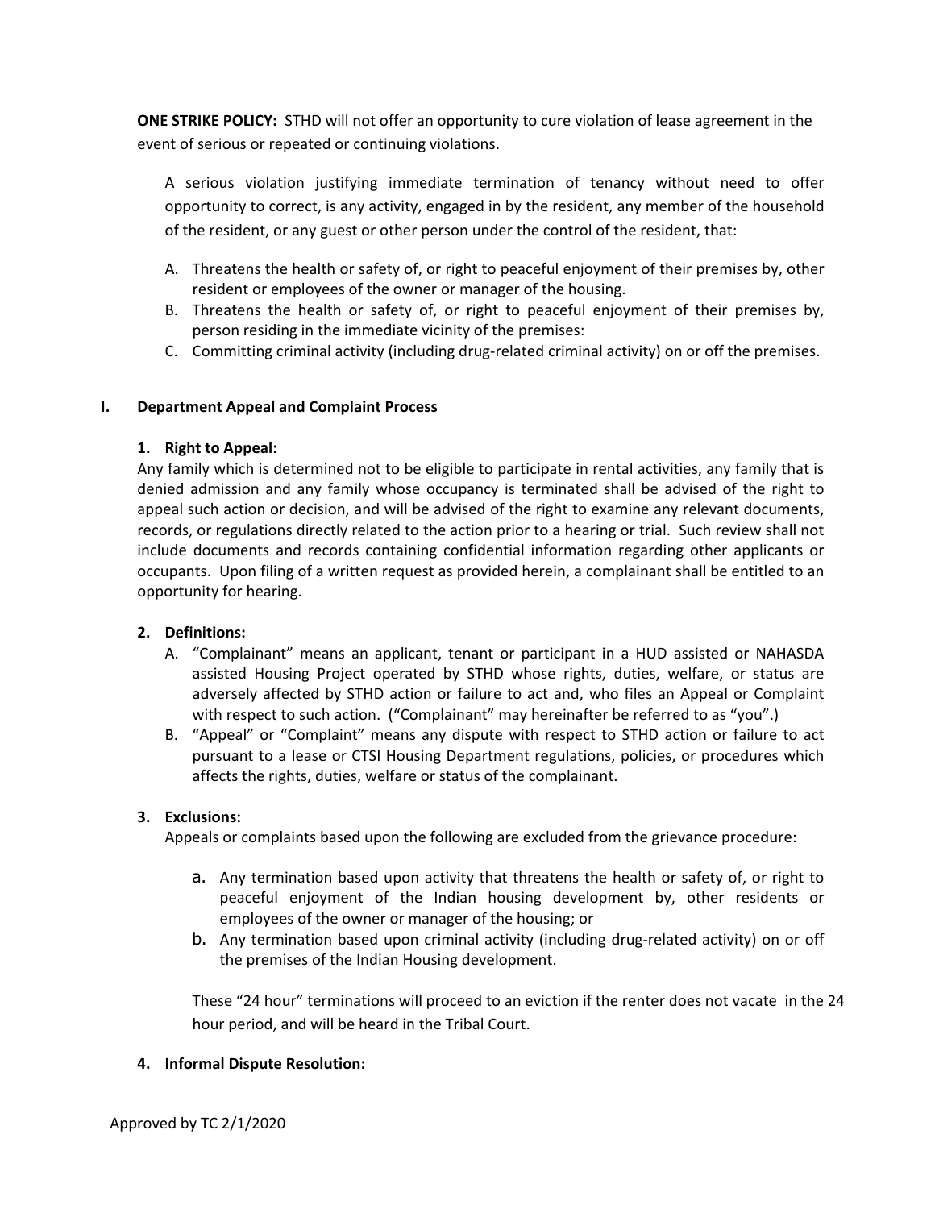**ONE STRIKE POLICY:** STHD will not offer an opportunity to cure violation of lease agreement in the event of serious or repeated or continuing violations.

A serious violation justifying immediate termination of tenancy without need to offer opportunity to correct, is any activity, engaged in by the resident, any member of the household of the resident, or any guest or other person under the control of the resident, that:

A. Threatens the health or safety of, or right to peaceful enjoyment of their premises by, other resident or employees of the owner or manager of the housing.
B. Threatens the health or safety of, or right to peaceful enjoyment of their premises by, person residing in the immediate vicinity of the premises:
C. Committing criminal activity (including drug-related criminal activity) on or off the premises.

## I. Department Appeal and Complaint Process

### 1. Right to Appeal:

Any family which is determined not to be eligible to participate in rental activities, any family that is denied admission and any family whose occupancy is terminated shall be advised of the right to appeal such action or decision, and will be advised of the right to examine any relevant documents, records, or regulations directly related to the action prior to a hearing or trial. Such review shall not include documents and records containing confidential information regarding other applicants or occupants. Upon filing of a written request as provided herein, a complainant shall be entitled to an opportunity for hearing.

### 2. Definitions:

A. "Complainant" means an applicant, tenant or participant in a HUD assisted or NAHASDA assisted Housing Project operated by STHD whose rights, duties, welfare, or status are adversely affected by STHD action or failure to act and, who files an Appeal or Complaint with respect to such action. ("Complainant" may hereinafter be referred to as "you".)
B. "Appeal" or "Complaint" means any dispute with respect to STHD action or failure to act pursuant to a lease or CTSI Housing Department regulations, policies, or procedures which affects the rights, duties, welfare or status of the complainant.

### 3. Exclusions:

Appeals or complaints based upon the following are excluded from the grievance procedure:

a. Any termination based upon activity that threatens the health or safety of, or right to peaceful enjoyment of the Indian housing development by, other residents or employees of the owner or manager of the housing; or
b. Any termination based upon criminal activity (including drug-related activity) on or off the premises of the Indian Housing development.

These "24 hour" terminations will proceed to an eviction if the renter does not vacate in the 24 hour period, and will be heard in the Tribal Court.

### 4. Informal Dispute Resolution:

Approved by TC 2/1/2020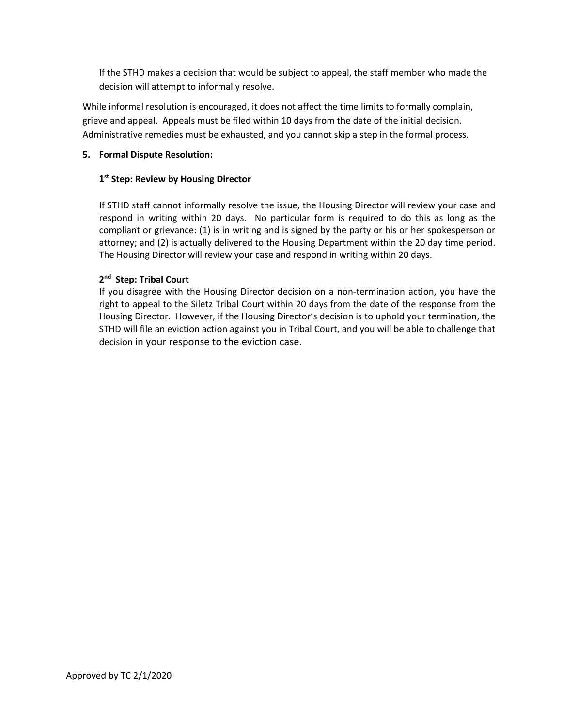If the STHD makes a decision that would be subject to appeal, the staff member who made the decision will attempt to informally resolve.

While informal resolution is encouraged, it does not affect the time limits to formally complain, grieve and appeal. Appeals must be filed within 10 days from the date of the initial decision. Administrative remedies must be exhausted, and you cannot skip a step in the formal process.

**5. Formal Dispute Resolution:**

**1st Step: Review by Housing Director**

If STHD staff cannot informally resolve the issue, the Housing Director will review your case and respond in writing within 20 days. No particular form is required to do this as long as the compliant or grievance: (1) is in writing and is signed by the party or his or her spokesperson or attorney; and (2) is actually delivered to the Housing Department within the 20 day time period. The Housing Director will review your case and respond in writing within 20 days.

**2nd Step: Tribal Court**

If you disagree with the Housing Director decision on a non-termination action, you have the right to appeal to the Siletz Tribal Court within 20 days from the date of the response from the Housing Director. However, if the Housing Director's decision is to uphold your termination, the STHD will file an eviction action against you in Tribal Court, and you will be able to challenge that decision in your response to the eviction case.

Approved by TC 2/1/2020